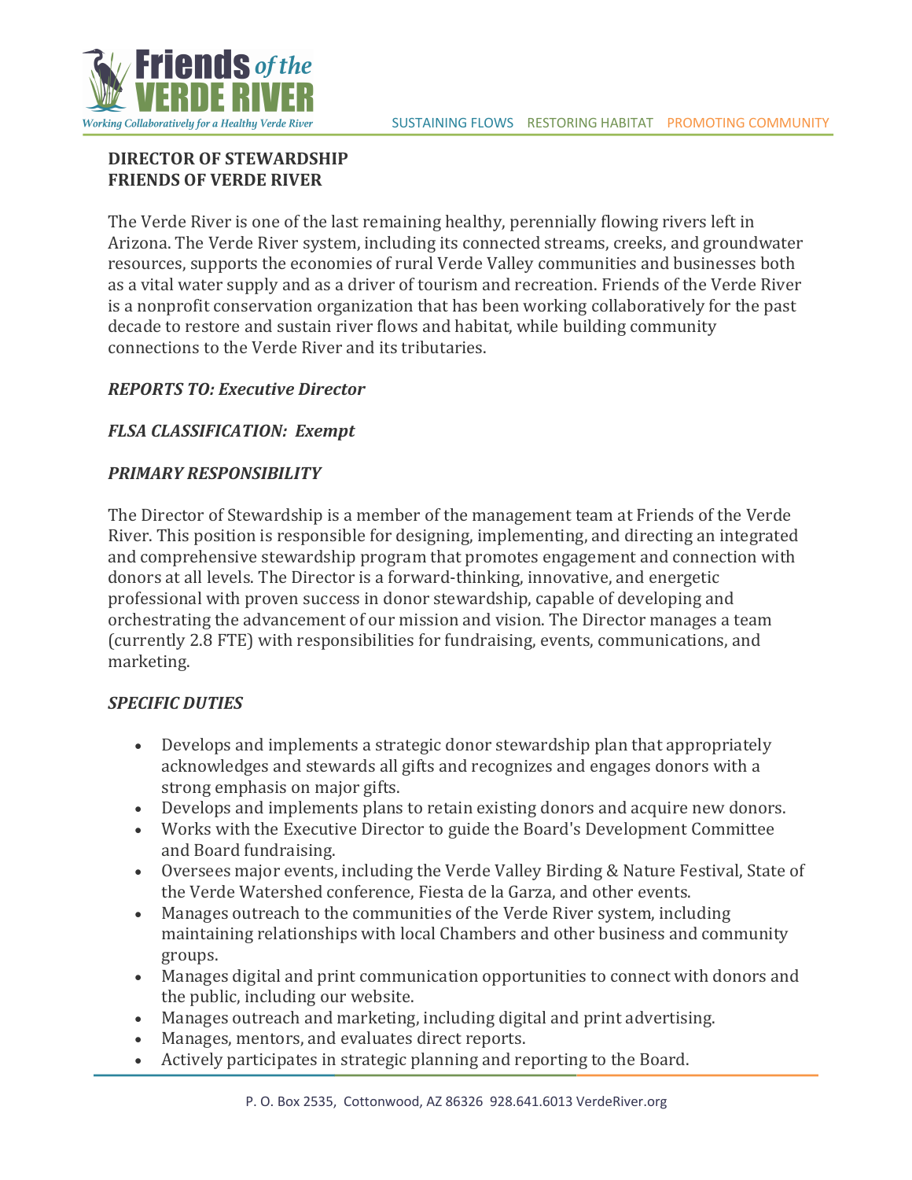**DIRECTOR OF STEWARDSHIP**
**FRIENDS OF VERDE RIVER**

The Verde River is one of the last remaining healthy, perennially flowing rivers left in Arizona. The Verde River system, including its connected streams, creeks, and groundwater resources, supports the economies of rural Verde Valley communities and businesses both as a vital water supply and as a driver of tourism and recreation. Friends of the Verde River is a nonprofit conservation organization that has been working collaboratively for the past decade to restore and sustain river flows and habitat, while building community connections to the Verde River and its tributaries.

***REPORTS TO: Executive Director***

***FLSA CLASSIFICATION: Exempt***

***PRIMARY RESPONSIBILITY***

The Director of Stewardship is a member of the management team at Friends of the Verde River. This position is responsible for designing, implementing, and directing an integrated and comprehensive stewardship program that promotes engagement and connection with donors at all levels. The Director is a forward-thinking, innovative, and energetic professional with proven success in donor stewardship, capable of developing and orchestrating the advancement of our mission and vision. The Director manages a team (currently 2.8 FTE) with responsibilities for fundraising, events, communications, and marketing.

***SPECIFIC DUTIES***

- Develops and implements a strategic donor stewardship plan that appropriately acknowledges and stewards all gifts and recognizes and engages donors with a strong emphasis on major gifts.
- Develops and implements plans to retain existing donors and acquire new donors.
- Works with the Executive Director to guide the Board's Development Committee and Board fundraising.
- Oversees major events, including the Verde Valley Birding & Nature Festival, State of the Verde Watershed conference, Fiesta de la Garza, and other events.
- Manages outreach to the communities of the Verde River system, including maintaining relationships with local Chambers and other business and community groups.
- Manages digital and print communication opportunities to connect with donors and the public, including our website.
- Manages outreach and marketing, including digital and print advertising.
- Manages, mentors, and evaluates direct reports.
- Actively participates in strategic planning and reporting to the Board.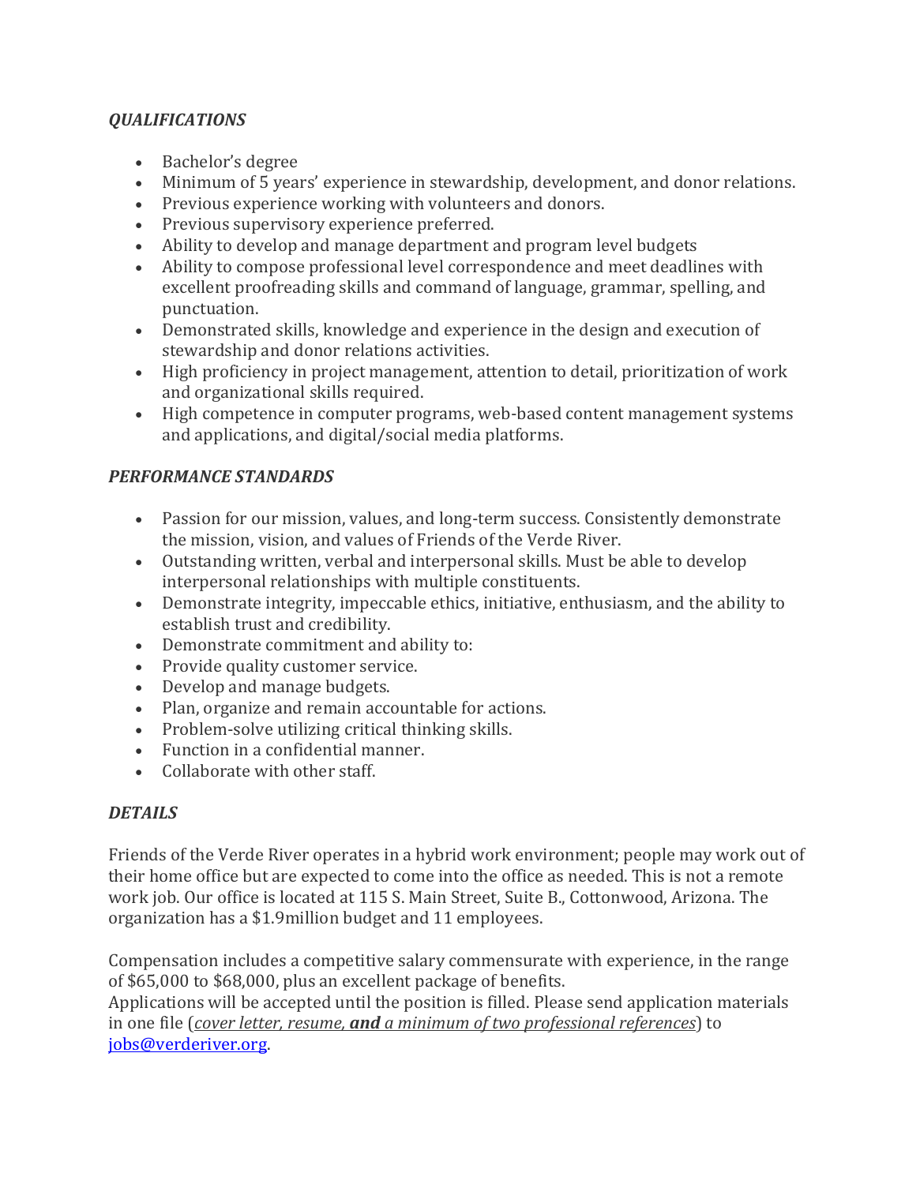### *QUALIFICATIONS*

- Bachelor's degree
- Minimum of 5 years' experience in stewardship, development, and donor relations.
- Previous experience working with volunteers and donors.
- Previous supervisory experience preferred.
- Ability to develop and manage department and program level budgets
- Ability to compose professional level correspondence and meet deadlines with excellent proofreading skills and command of language, grammar, spelling, and punctuation.
- Demonstrated skills, knowledge and experience in the design and execution of stewardship and donor relations activities.
- High proficiency in project management, attention to detail, prioritization of work and organizational skills required.
- High competence in computer programs, web-based content management systems and applications, and digital/social media platforms.

### *PERFORMANCE STANDARDS*

- Passion for our mission, values, and long-term success. Consistently demonstrate the mission, vision, and values of Friends of the Verde River.
- Outstanding written, verbal and interpersonal skills. Must be able to develop interpersonal relationships with multiple constituents.
- Demonstrate integrity, impeccable ethics, initiative, enthusiasm, and the ability to establish trust and credibility.
- Demonstrate commitment and ability to:
- Provide quality customer service.
- Develop and manage budgets.
- Plan, organize and remain accountable for actions.
- Problem-solve utilizing critical thinking skills.
- Function in a confidential manner.
- Collaborate with other staff.

### *DETAILS*

Friends of the Verde River operates in a hybrid work environment; people may work out of their home office but are expected to come into the office as needed. This is not a remote work job. Our office is located at 115 S. Main Street, Suite B., Cottonwood, Arizona. The organization has a $1.9million budget and 11 employees.

Compensation includes a competitive salary commensurate with experience, in the range of $65,000 to $68,000, plus an excellent package of benefits.
Applications will be accepted until the position is filled. Please send application materials in one file (*cover letter, resume,* ***and*** *a minimum of two professional references*) to [jobs@verderiver.org](mailto:jobs@verderiver.org).